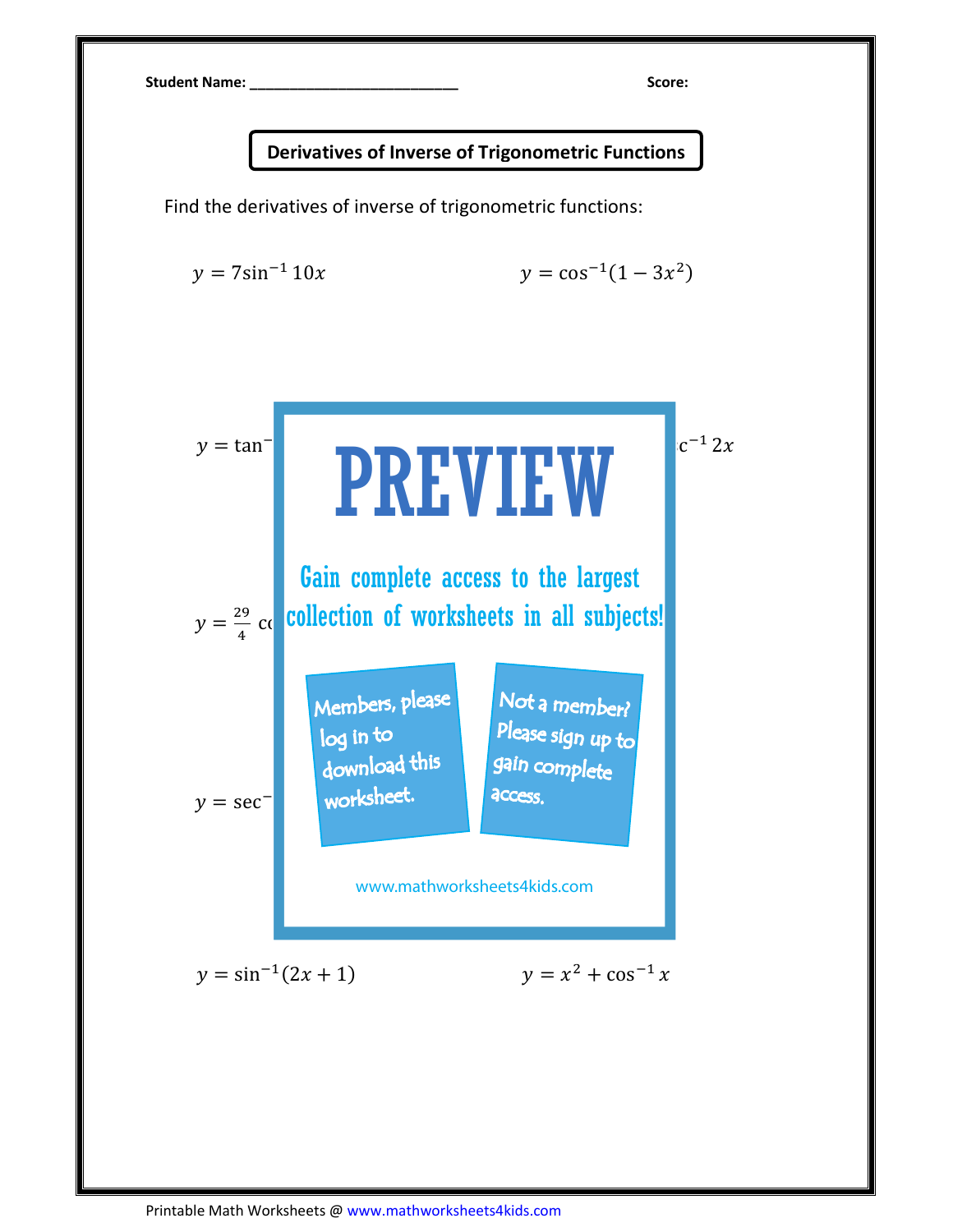Student Name: ___________________________ Score:

# Derivatives of Inverse of Trigonometric Functions

Find the derivatives of inverse of trigonometric functions:

$y = 7\sin^{-1} 10x$

$y = \cos^{-1}(1 - 3x^2)$

$y = \tan^{-}$

$\mathrm{c}^{-1} 2x$

$y = \frac{29}{4}$ c

$y = \sec^{-}$

PREVIEW

Gain complete access to the largest collection of worksheets in all subjects!

Members, please log in to download this worksheet.

Not a member? Please sign up to gain complete access.

www.mathworksheets4kids.com

$y = \sin^{-1}(2x + 1)$

$y = x^2 + \cos^{-1} x$

Printable Math Worksheets @ www.mathworksheets4kids.com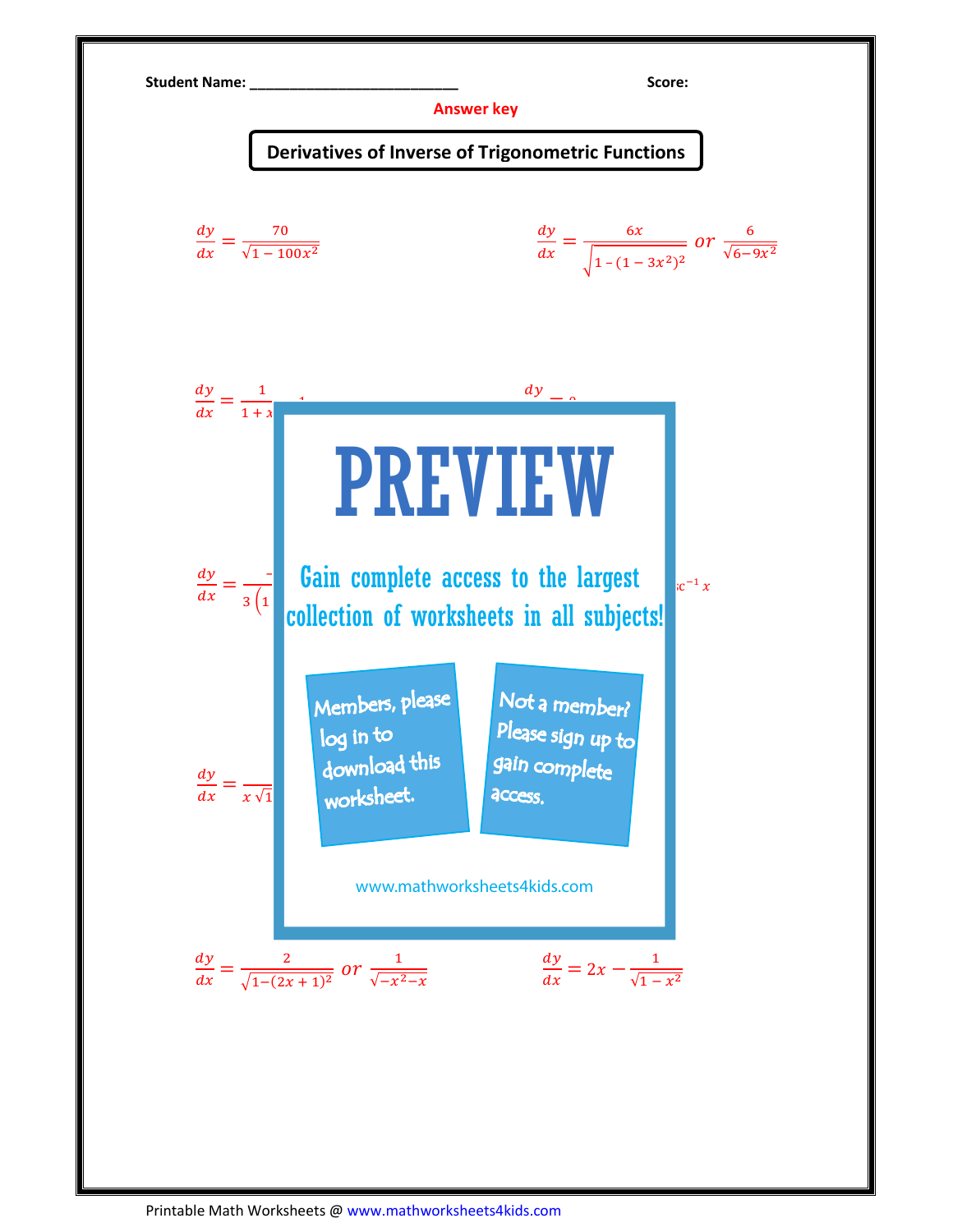Student Name: ___________________________ Score:

**Answer key**

## Derivatives of Inverse of Trigonometric Functions

$\frac{dy}{dx} = \frac{70}{\sqrt{1-100x^2}}$

$\frac{dy}{dx} = \frac{6x}{\sqrt{1-(1-3x^2)^2}}$ or $\frac{6}{\sqrt{6-9x^2}}$

$\frac{dy}{dx} = \frac{1}{1+x}$

$\frac{dy}{dx} = 0$

$\frac{dy}{dx} = \frac{-}{3(1}$

$\frac{dy}{dx} = \frac{}{x\sqrt{1}}$

PREVIEW

Gain complete access to the largest collection of worksheets in all subjects!

Members, please log in to download this worksheet.

Not a member? Please sign up to gain complete access.

www.mathworksheets4kids.com

$\frac{dy}{dx} = \frac{2}{\sqrt{1-(2x+1)^2}}$ or $\frac{1}{\sqrt{-x^2-x}}$

$\frac{dy}{dx} = 2x - \frac{1}{\sqrt{1-x^2}}$

Printable Math Worksheets @ www.mathworksheets4kids.com